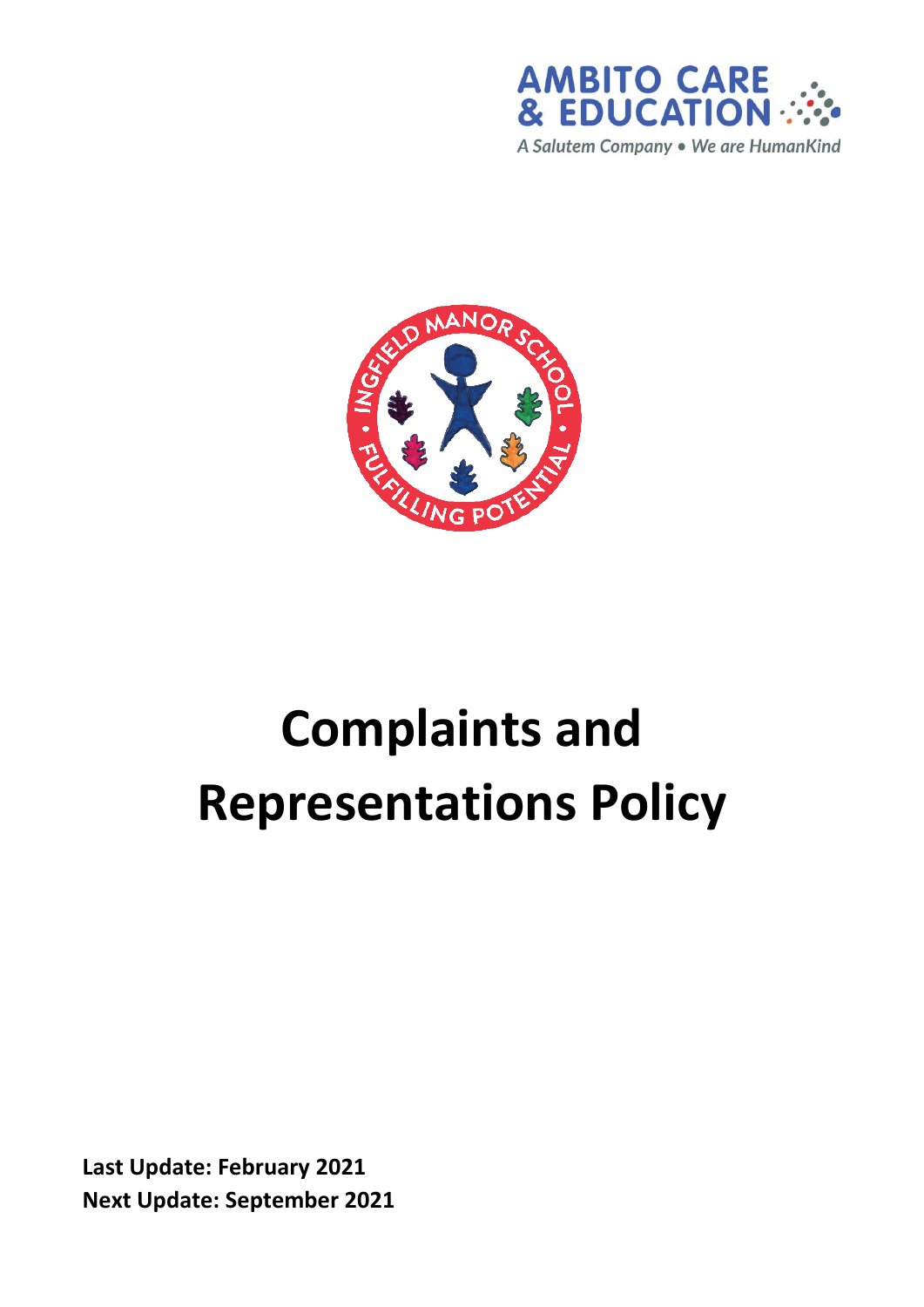AMBITO CARE & EDUCATION

A Salutem Company • We are HumanKind

INGFIELD MANOR SCHOOL • FULFILLING POTENTIAL •

# Complaints and Representations Policy

**Last Update: February 2021**
**Next Update: September 2021**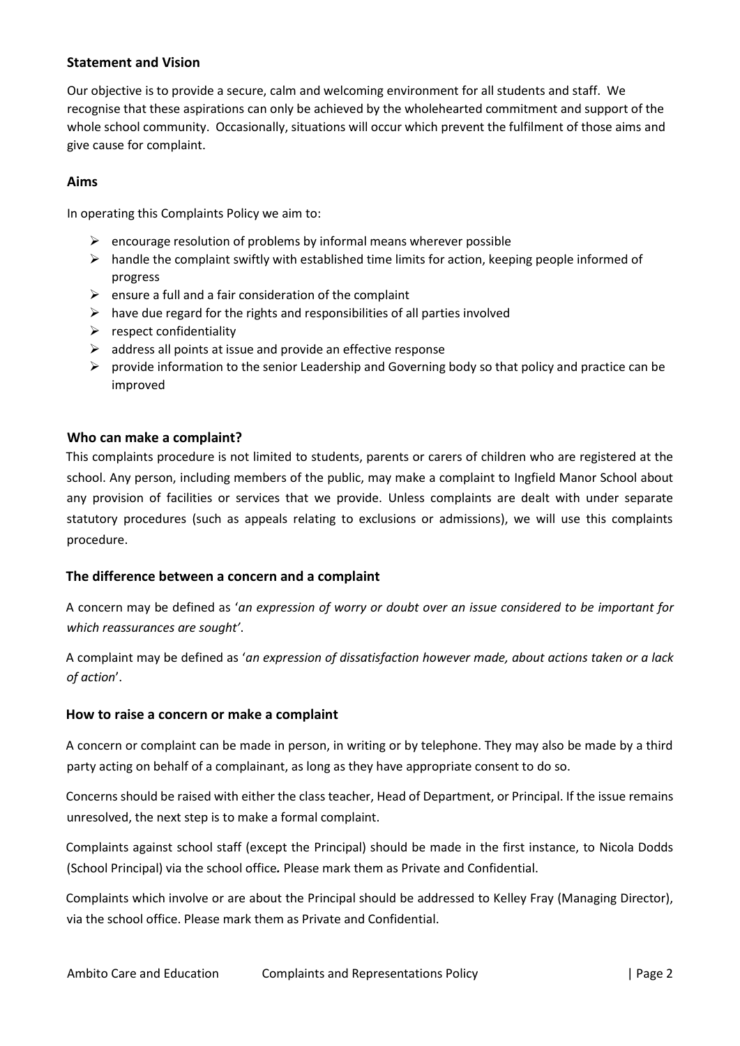## Statement and Vision

Our objective is to provide a secure, calm and welcoming environment for all students and staff. We recognise that these aspirations can only be achieved by the wholehearted commitment and support of the whole school community. Occasionally, situations will occur which prevent the fulfilment of those aims and give cause for complaint.

## Aims

In operating this Complaints Policy we aim to:

- encourage resolution of problems by informal means wherever possible
- handle the complaint swiftly with established time limits for action, keeping people informed of progress
- ensure a full and a fair consideration of the complaint
- have due regard for the rights and responsibilities of all parties involved
- respect confidentiality
- address all points at issue and provide an effective response
- provide information to the senior Leadership and Governing body so that policy and practice can be improved

## Who can make a complaint?

This complaints procedure is not limited to students, parents or carers of children who are registered at the school. Any person, including members of the public, may make a complaint to Ingfield Manor School about any provision of facilities or services that we provide. Unless complaints are dealt with under separate statutory procedures (such as appeals relating to exclusions or admissions), we will use this complaints procedure.

## The difference between a concern and a complaint

A concern may be defined as '*an expression of worry or doubt over an issue considered to be important for which reassurances are sought'*.

A complaint may be defined as '*an expression of dissatisfaction however made, about actions taken or a lack of action*'.

## How to raise a concern or make a complaint

A concern or complaint can be made in person, in writing or by telephone. They may also be made by a third party acting on behalf of a complainant, as long as they have appropriate consent to do so.

Concerns should be raised with either the class teacher, Head of Department, or Principal. If the issue remains unresolved, the next step is to make a formal complaint.

Complaints against school staff (except the Principal) should be made in the first instance, to Nicola Dodds (School Principal) via the school office**.** Please mark them as Private and Confidential.

Complaints which involve or are about the Principal should be addressed to Kelley Fray (Managing Director), via the school office. Please mark them as Private and Confidential.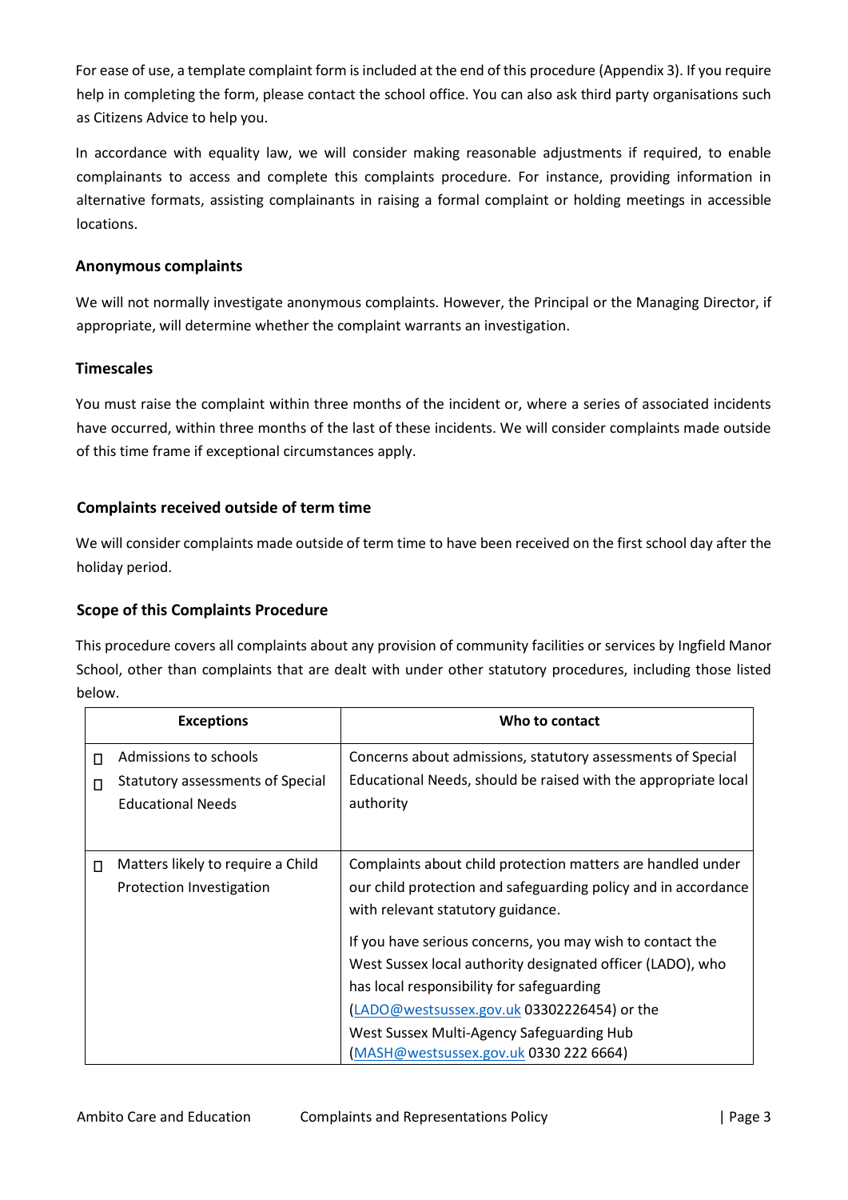For ease of use, a template complaint form is included at the end of this procedure (Appendix 3). If you require help in completing the form, please contact the school office. You can also ask third party organisations such as Citizens Advice to help you.

In accordance with equality law, we will consider making reasonable adjustments if required, to enable complainants to access and complete this complaints procedure. For instance, providing information in alternative formats, assisting complainants in raising a formal complaint or holding meetings in accessible locations.

### Anonymous complaints

We will not normally investigate anonymous complaints. However, the Principal or the Managing Director, if appropriate, will determine whether the complaint warrants an investigation.

### Timescales

You must raise the complaint within three months of the incident or, where a series of associated incidents have occurred, within three months of the last of these incidents. We will consider complaints made outside of this time frame if exceptional circumstances apply.

### Complaints received outside of term time

We will consider complaints made outside of term time to have been received on the first school day after the holiday period.

### Scope of this Complaints Procedure

This procedure covers all complaints about any provision of community facilities or services by Ingfield Manor School, other than complaints that are dealt with under other statutory procedures, including those listed below.

| Exceptions | Who to contact |
| --- | --- |
| - Admissions to schools<br>- Statutory assessments of Special Educational Needs | Concerns about admissions, statutory assessments of Special Educational Needs, should be raised with the appropriate local authority |
| - Matters likely to require a Child Protection Investigation | Complaints about child protection matters are handled under our child protection and safeguarding policy and in accordance with relevant statutory guidance.<br><br>If you have serious concerns, you may wish to contact the West Sussex local authority designated officer (LADO), who has local responsibility for safeguarding (LADO@westsussex.gov.uk 03302226454) or the West Sussex Multi-Agency Safeguarding Hub (MASH@westsussex.gov.uk 0330 222 6664) |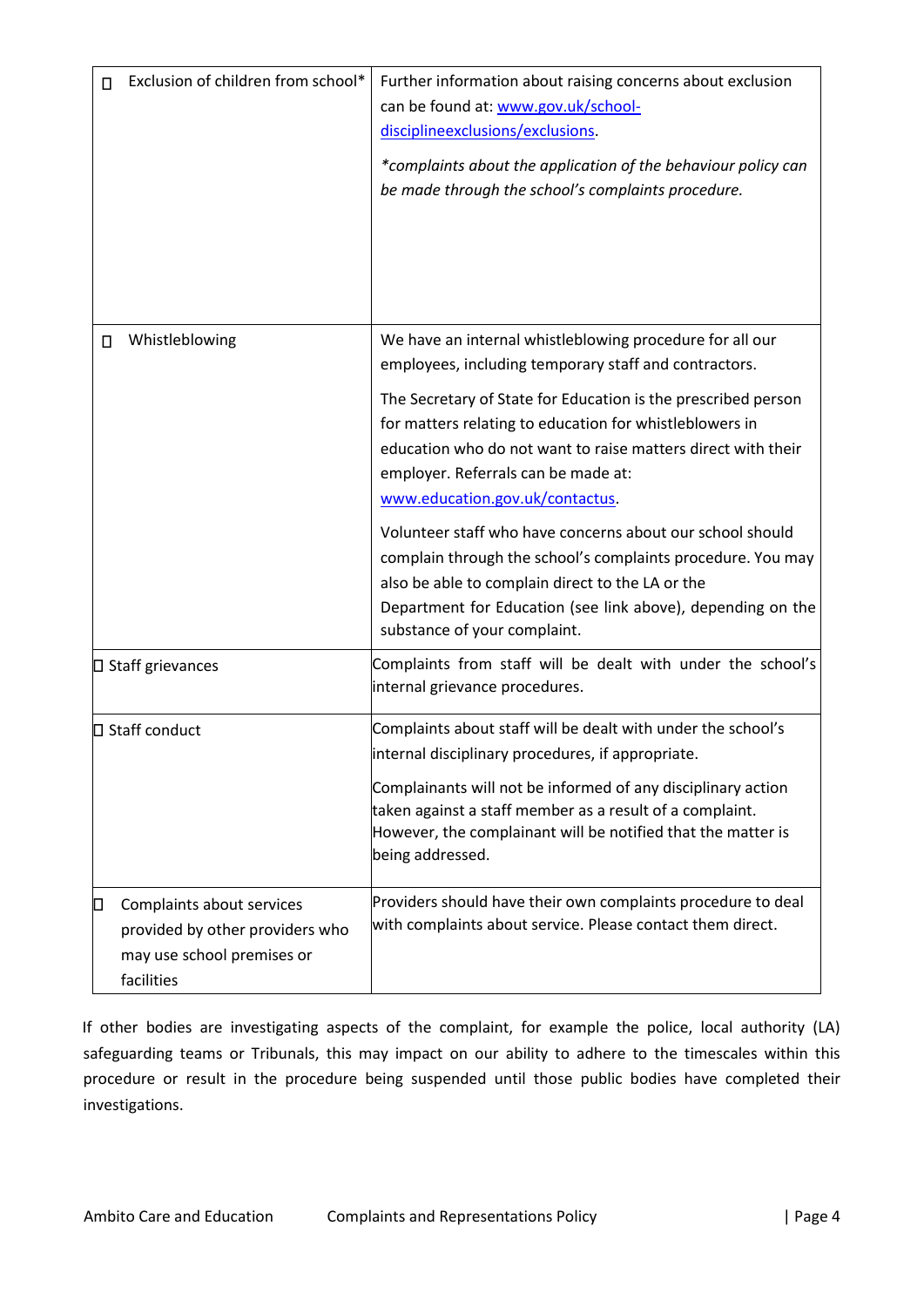| | |
|---|---|
| ☐ Exclusion of children from school* | Further information about raising concerns about exclusion can be found at: [www.gov.uk/school-disciplineexclusions/exclusions](www.gov.uk/school-disciplineexclusions/exclusions).<br><br>*\*complaints about the application of the behaviour policy can be made through the school's complaints procedure.* |
| ☐ Whistleblowing | We have an internal whistleblowing procedure for all our employees, including temporary staff and contractors.<br><br>The Secretary of State for Education is the prescribed person for matters relating to education for whistleblowers in education who do not want to raise matters direct with their employer. Referrals can be made at: [www.education.gov.uk/contactus](www.education.gov.uk/contactus).<br><br>Volunteer staff who have concerns about our school should complain through the school's complaints procedure. You may also be able to complain direct to the LA or the Department for Education (see link above), depending on the substance of your complaint. |
| ☐ Staff grievances | Complaints from staff will be dealt with under the school's internal grievance procedures. |
| ☐ Staff conduct | Complaints about staff will be dealt with under the school's internal disciplinary procedures, if appropriate.<br><br>Complainants will not be informed of any disciplinary action taken against a staff member as a result of a complaint. However, the complainant will be notified that the matter is being addressed. |
| ☐ Complaints about services provided by other providers who may use school premises or facilities | Providers should have their own complaints procedure to deal with complaints about service. Please contact them direct. |

If other bodies are investigating aspects of the complaint, for example the police, local authority (LA) safeguarding teams or Tribunals, this may impact on our ability to adhere to the timescales within this procedure or result in the procedure being suspended until those public bodies have completed their investigations.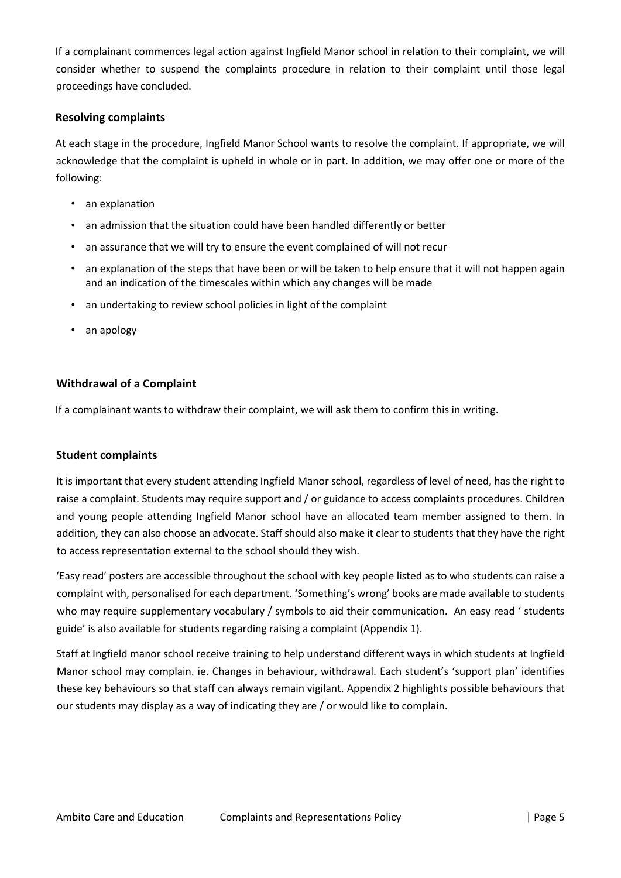If a complainant commences legal action against Ingfield Manor school in relation to their complaint, we will consider whether to suspend the complaints procedure in relation to their complaint until those legal proceedings have concluded.

### Resolving complaints

At each stage in the procedure, Ingfield Manor School wants to resolve the complaint. If appropriate, we will acknowledge that the complaint is upheld in whole or in part. In addition, we may offer one or more of the following:

- an explanation
- an admission that the situation could have been handled differently or better
- an assurance that we will try to ensure the event complained of will not recur
- an explanation of the steps that have been or will be taken to help ensure that it will not happen again and an indication of the timescales within which any changes will be made
- an undertaking to review school policies in light of the complaint
- an apology

### Withdrawal of a Complaint

If a complainant wants to withdraw their complaint, we will ask them to confirm this in writing.

### Student complaints

It is important that every student attending Ingfield Manor school, regardless of level of need, has the right to raise a complaint. Students may require support and / or guidance to access complaints procedures. Children and young people attending Ingfield Manor school have an allocated team member assigned to them. In addition, they can also choose an advocate. Staff should also make it clear to students that they have the right to access representation external to the school should they wish.

'Easy read' posters are accessible throughout the school with key people listed as to who students can raise a complaint with, personalised for each department. 'Something's wrong' books are made available to students who may require supplementary vocabulary / symbols to aid their communication. An easy read ' students guide' is also available for students regarding raising a complaint (Appendix 1).

Staff at Ingfield manor school receive training to help understand different ways in which students at Ingfield Manor school may complain. ie. Changes in behaviour, withdrawal. Each student's 'support plan' identifies these key behaviours so that staff can always remain vigilant. Appendix 2 highlights possible behaviours that our students may display as a way of indicating they are / or would like to complain.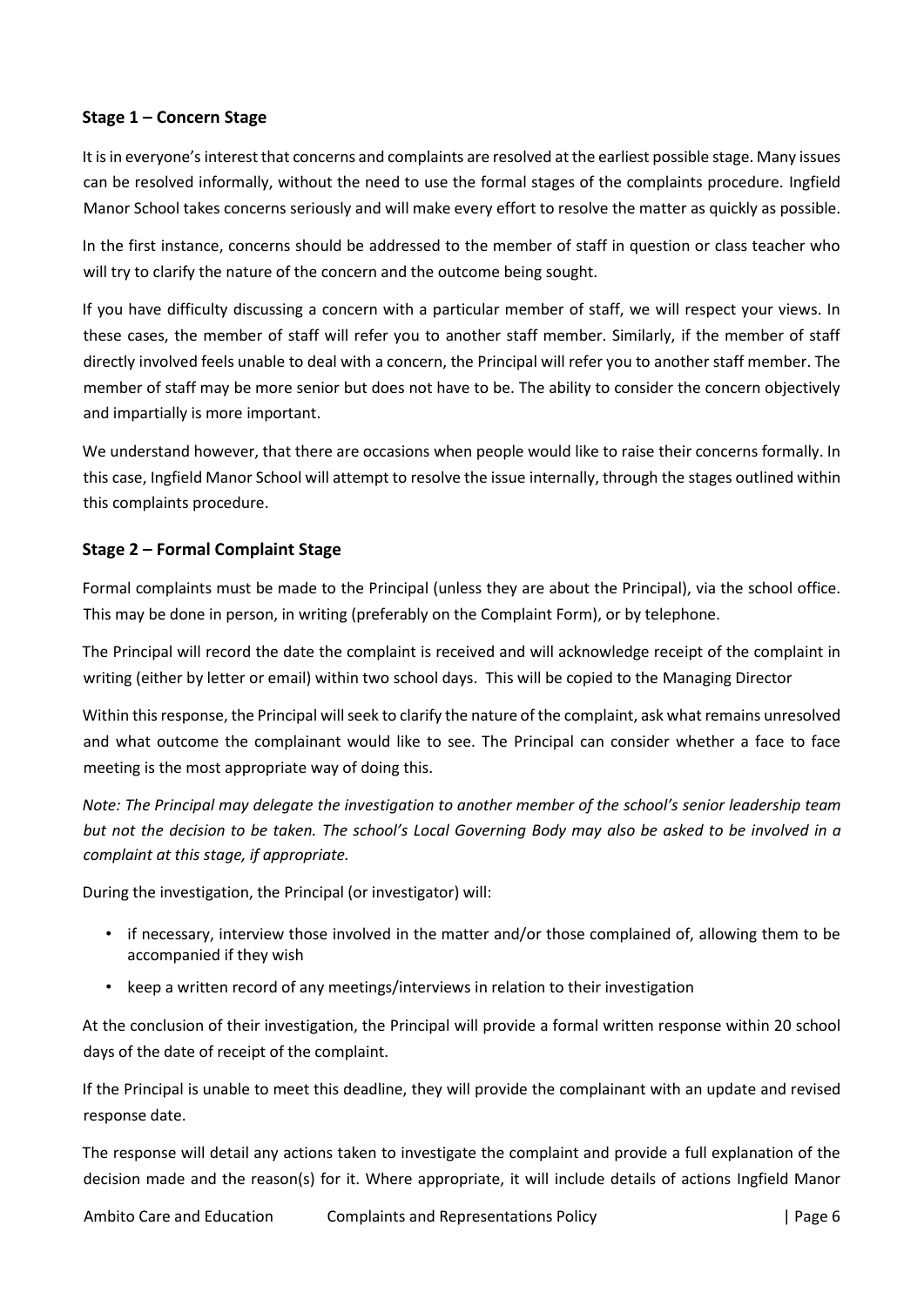### Stage 1 – Concern Stage

It is in everyone's interest that concerns and complaints are resolved at the earliest possible stage. Many issues can be resolved informally, without the need to use the formal stages of the complaints procedure. Ingfield Manor School takes concerns seriously and will make every effort to resolve the matter as quickly as possible.

In the first instance, concerns should be addressed to the member of staff in question or class teacher who will try to clarify the nature of the concern and the outcome being sought.

If you have difficulty discussing a concern with a particular member of staff, we will respect your views. In these cases, the member of staff will refer you to another staff member. Similarly, if the member of staff directly involved feels unable to deal with a concern, the Principal will refer you to another staff member. The member of staff may be more senior but does not have to be. The ability to consider the concern objectively and impartially is more important.

We understand however, that there are occasions when people would like to raise their concerns formally. In this case, Ingfield Manor School will attempt to resolve the issue internally, through the stages outlined within this complaints procedure.

### Stage 2 – Formal Complaint Stage

Formal complaints must be made to the Principal (unless they are about the Principal), via the school office. This may be done in person, in writing (preferably on the Complaint Form), or by telephone.

The Principal will record the date the complaint is received and will acknowledge receipt of the complaint in writing (either by letter or email) within two school days. This will be copied to the Managing Director

Within this response, the Principal will seek to clarify the nature of the complaint, ask what remains unresolved and what outcome the complainant would like to see. The Principal can consider whether a face to face meeting is the most appropriate way of doing this.

*Note: The Principal may delegate the investigation to another member of the school's senior leadership team but not the decision to be taken. The school's Local Governing Body may also be asked to be involved in a complaint at this stage, if appropriate.*

During the investigation, the Principal (or investigator) will:

- if necessary, interview those involved in the matter and/or those complained of, allowing them to be accompanied if they wish
- keep a written record of any meetings/interviews in relation to their investigation

At the conclusion of their investigation, the Principal will provide a formal written response within 20 school days of the date of receipt of the complaint.

If the Principal is unable to meet this deadline, they will provide the complainant with an update and revised response date.

The response will detail any actions taken to investigate the complaint and provide a full explanation of the decision made and the reason(s) for it. Where appropriate, it will include details of actions Ingfield Manor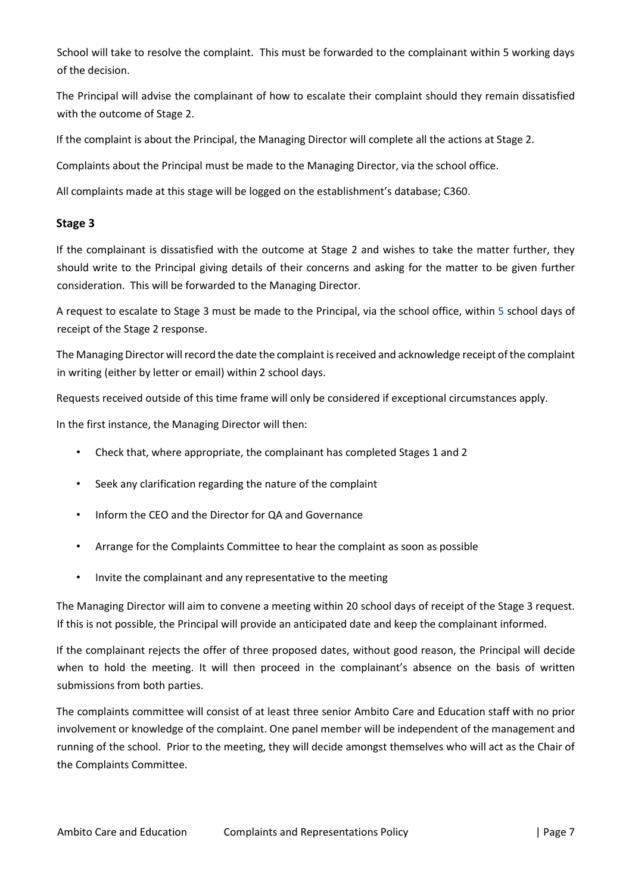School will take to resolve the complaint. This must be forwarded to the complainant within 5 working days of the decision.

The Principal will advise the complainant of how to escalate their complaint should they remain dissatisfied with the outcome of Stage 2.

If the complaint is about the Principal, the Managing Director will complete all the actions at Stage 2.

Complaints about the Principal must be made to the Managing Director, via the school office.

All complaints made at this stage will be logged on the establishment's database; C360.

### Stage 3

If the complainant is dissatisfied with the outcome at Stage 2 and wishes to take the matter further, they should write to the Principal giving details of their concerns and asking for the matter to be given further consideration. This will be forwarded to the Managing Director.

A request to escalate to Stage 3 must be made to the Principal, via the school office, within 5 school days of receipt of the Stage 2 response.

The Managing Director will record the date the complaint is received and acknowledge receipt of the complaint in writing (either by letter or email) within 2 school days.

Requests received outside of this time frame will only be considered if exceptional circumstances apply.

In the first instance, the Managing Director will then:

- Check that, where appropriate, the complainant has completed Stages 1 and 2
- Seek any clarification regarding the nature of the complaint
- Inform the CEO and the Director for QA and Governance
- Arrange for the Complaints Committee to hear the complaint as soon as possible
- Invite the complainant and any representative to the meeting

The Managing Director will aim to convene a meeting within 20 school days of receipt of the Stage 3 request. If this is not possible, the Principal will provide an anticipated date and keep the complainant informed.

If the complainant rejects the offer of three proposed dates, without good reason, the Principal will decide when to hold the meeting. It will then proceed in the complainant's absence on the basis of written submissions from both parties.

The complaints committee will consist of at least three senior Ambito Care and Education staff with no prior involvement or knowledge of the complaint. One panel member will be independent of the management and running of the school. Prior to the meeting, they will decide amongst themselves who will act as the Chair of the Complaints Committee.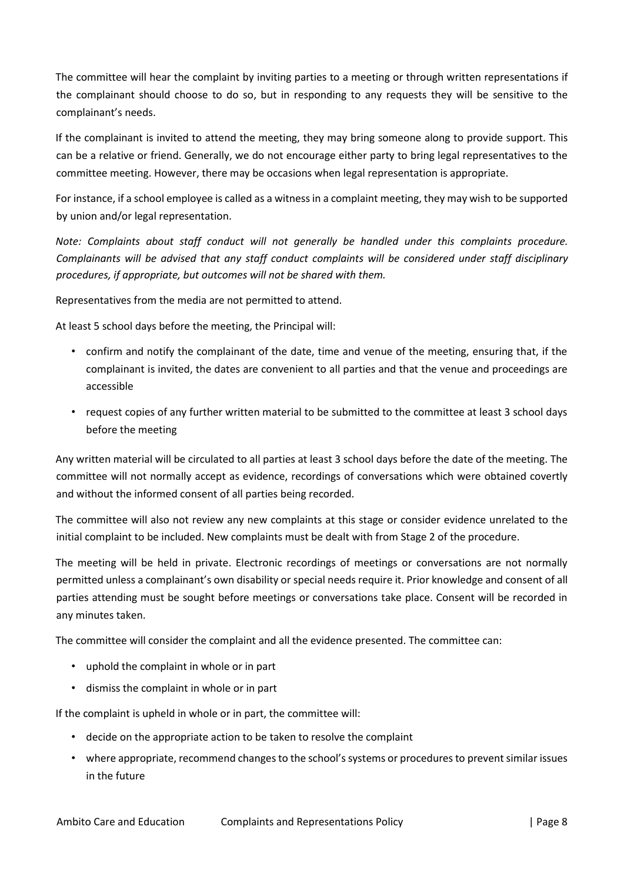The committee will hear the complaint by inviting parties to a meeting or through written representations if the complainant should choose to do so, but in responding to any requests they will be sensitive to the complainant's needs.

If the complainant is invited to attend the meeting, they may bring someone along to provide support. This can be a relative or friend. Generally, we do not encourage either party to bring legal representatives to the committee meeting. However, there may be occasions when legal representation is appropriate.

For instance, if a school employee is called as a witness in a complaint meeting, they may wish to be supported by union and/or legal representation.

*Note: Complaints about staff conduct will not generally be handled under this complaints procedure. Complainants will be advised that any staff conduct complaints will be considered under staff disciplinary procedures, if appropriate, but outcomes will not be shared with them.*

Representatives from the media are not permitted to attend.

At least 5 school days before the meeting, the Principal will:

- confirm and notify the complainant of the date, time and venue of the meeting, ensuring that, if the complainant is invited, the dates are convenient to all parties and that the venue and proceedings are accessible
- request copies of any further written material to be submitted to the committee at least 3 school days before the meeting

Any written material will be circulated to all parties at least 3 school days before the date of the meeting. The committee will not normally accept as evidence, recordings of conversations which were obtained covertly and without the informed consent of all parties being recorded.

The committee will also not review any new complaints at this stage or consider evidence unrelated to the initial complaint to be included. New complaints must be dealt with from Stage 2 of the procedure.

The meeting will be held in private. Electronic recordings of meetings or conversations are not normally permitted unless a complainant's own disability or special needs require it. Prior knowledge and consent of all parties attending must be sought before meetings or conversations take place. Consent will be recorded in any minutes taken.

The committee will consider the complaint and all the evidence presented. The committee can:

- uphold the complaint in whole or in part
- dismiss the complaint in whole or in part

If the complaint is upheld in whole or in part, the committee will:

- decide on the appropriate action to be taken to resolve the complaint
- where appropriate, recommend changes to the school's systems or procedures to prevent similar issues in the future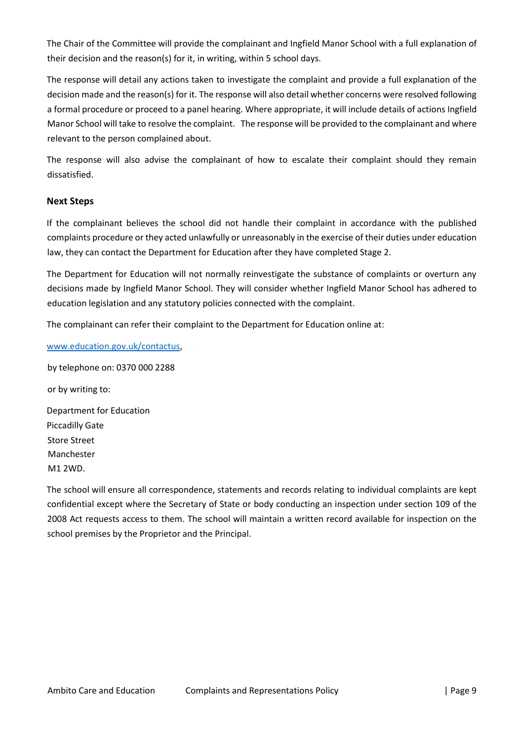The Chair of the Committee will provide the complainant and Ingfield Manor School with a full explanation of their decision and the reason(s) for it, in writing, within 5 school days.

The response will detail any actions taken to investigate the complaint and provide a full explanation of the decision made and the reason(s) for it. The response will also detail whether concerns were resolved following a formal procedure or proceed to a panel hearing. Where appropriate, it will include details of actions Ingfield Manor School will take to resolve the complaint. The response will be provided to the complainant and where relevant to the person complained about.

The response will also advise the complainant of how to escalate their complaint should they remain dissatisfied.

### Next Steps

If the complainant believes the school did not handle their complaint in accordance with the published complaints procedure or they acted unlawfully or unreasonably in the exercise of their duties under education law, they can contact the Department for Education after they have completed Stage 2.

The Department for Education will not normally reinvestigate the substance of complaints or overturn any decisions made by Ingfield Manor School. They will consider whether Ingfield Manor School has adhered to education legislation and any statutory policies connected with the complaint.

The complainant can refer their complaint to the Department for Education online at:

www.education.gov.uk/contactus,

by telephone on: 0370 000 2288

or by writing to:

Department for Education
Piccadilly Gate
Store Street
Manchester
M1 2WD.

The school will ensure all correspondence, statements and records relating to individual complaints are kept confidential except where the Secretary of State or body conducting an inspection under section 109 of the 2008 Act requests access to them. The school will maintain a written record available for inspection on the school premises by the Proprietor and the Principal.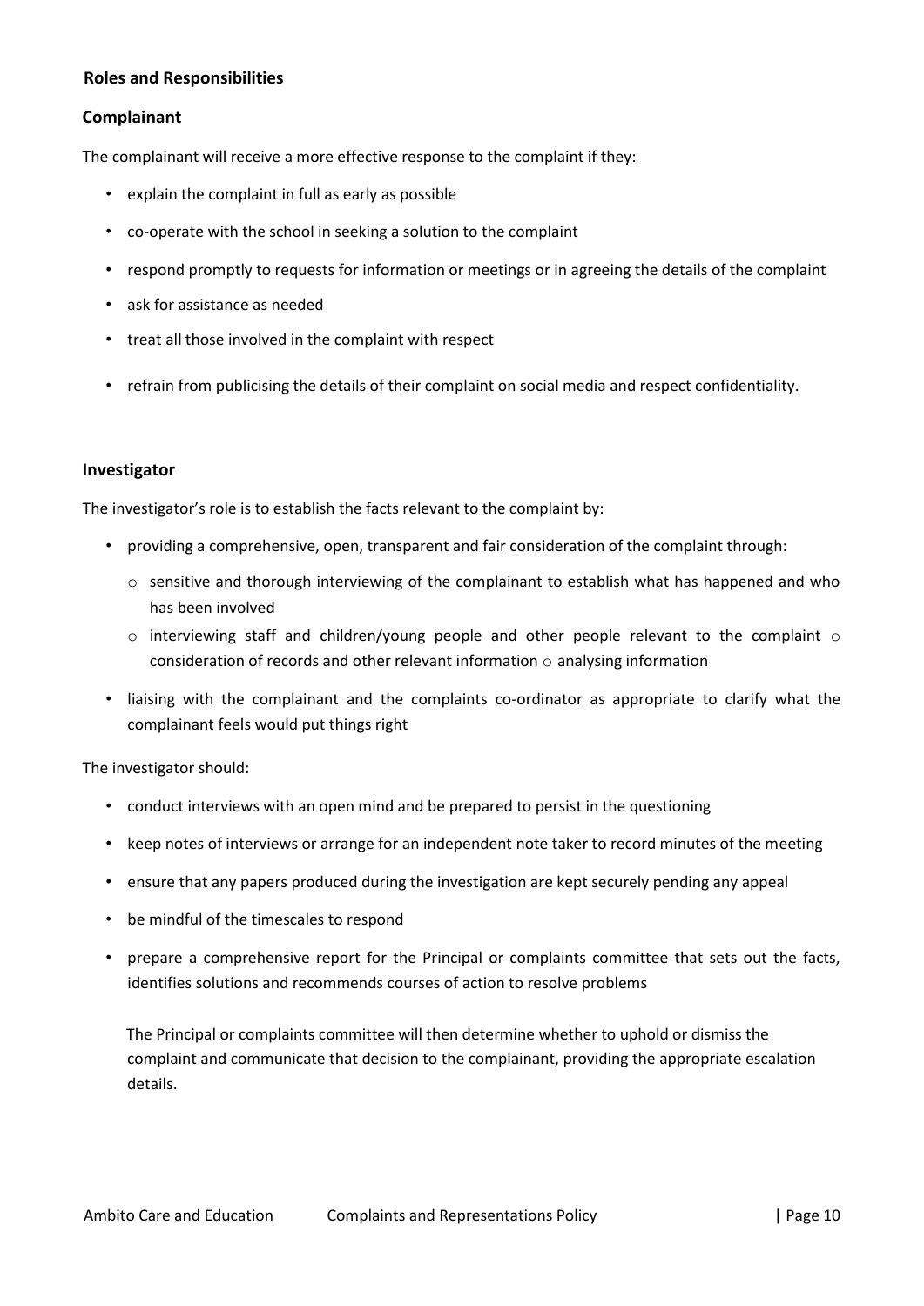### Roles and Responsibilities

#### Complainant

The complainant will receive a more effective response to the complaint if they:

- explain the complaint in full as early as possible
- co-operate with the school in seeking a solution to the complaint
- respond promptly to requests for information or meetings or in agreeing the details of the complaint
- ask for assistance as needed
- treat all those involved in the complaint with respect
- refrain from publicising the details of their complaint on social media and respect confidentiality.

#### Investigator

The investigator's role is to establish the facts relevant to the complaint by:

- providing a comprehensive, open, transparent and fair consideration of the complaint through:
  - sensitive and thorough interviewing of the complainant to establish what has happened and who has been involved
  - interviewing staff and children/young people and other people relevant to the complaint
  - consideration of records and other relevant information
  - analysing information
- liaising with the complainant and the complaints co-ordinator as appropriate to clarify what the complainant feels would put things right

The investigator should:

- conduct interviews with an open mind and be prepared to persist in the questioning
- keep notes of interviews or arrange for an independent note taker to record minutes of the meeting
- ensure that any papers produced during the investigation are kept securely pending any appeal
- be mindful of the timescales to respond
- prepare a comprehensive report for the Principal or complaints committee that sets out the facts, identifies solutions and recommends courses of action to resolve problems

  The Principal or complaints committee will then determine whether to uphold or dismiss the complaint and communicate that decision to the complainant, providing the appropriate escalation details.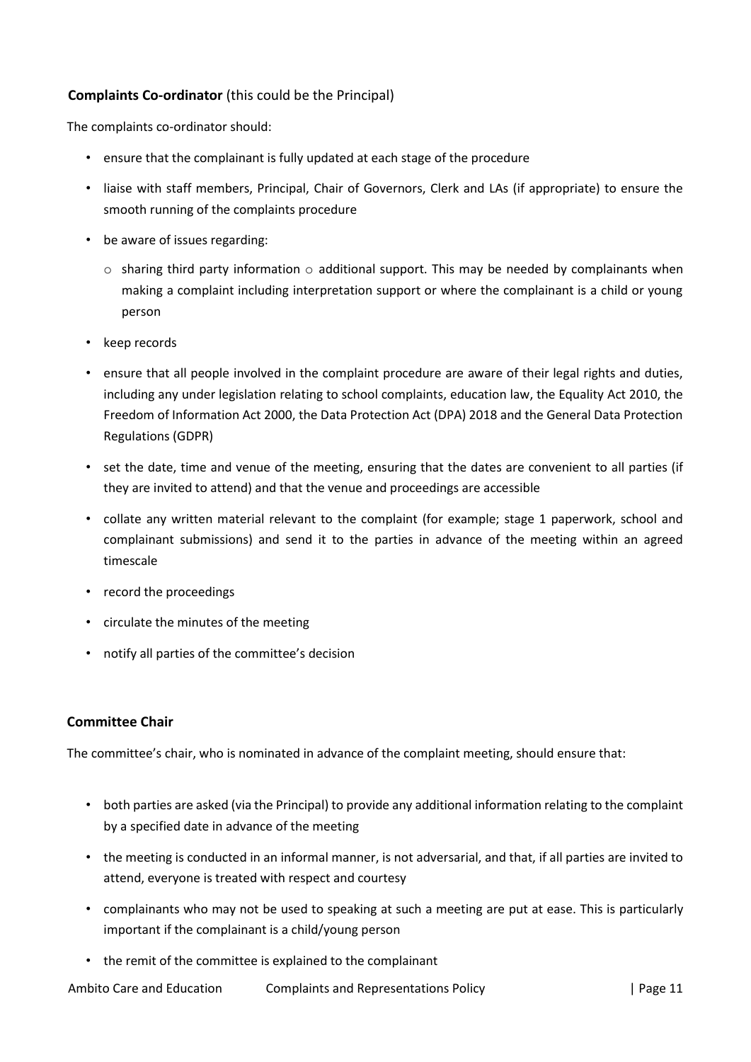**Complaints Co-ordinator** (this could be the Principal)

The complaints co-ordinator should:

- ensure that the complainant is fully updated at each stage of the procedure
- liaise with staff members, Principal, Chair of Governors, Clerk and LAs (if appropriate) to ensure the smooth running of the complaints procedure
- be aware of issues regarding:
  - sharing third party information
  - additional support. This may be needed by complainants when making a complaint including interpretation support or where the complainant is a child or young person
- keep records
- ensure that all people involved in the complaint procedure are aware of their legal rights and duties, including any under legislation relating to school complaints, education law, the Equality Act 2010, the Freedom of Information Act 2000, the Data Protection Act (DPA) 2018 and the General Data Protection Regulations (GDPR)
- set the date, time and venue of the meeting, ensuring that the dates are convenient to all parties (if they are invited to attend) and that the venue and proceedings are accessible
- collate any written material relevant to the complaint (for example; stage 1 paperwork, school and complainant submissions) and send it to the parties in advance of the meeting within an agreed timescale
- record the proceedings
- circulate the minutes of the meeting
- notify all parties of the committee's decision

**Committee Chair**

The committee's chair, who is nominated in advance of the complaint meeting, should ensure that:

- both parties are asked (via the Principal) to provide any additional information relating to the complaint by a specified date in advance of the meeting
- the meeting is conducted in an informal manner, is not adversarial, and that, if all parties are invited to attend, everyone is treated with respect and courtesy
- complainants who may not be used to speaking at such a meeting are put at ease. This is particularly important if the complainant is a child/young person
- the remit of the committee is explained to the complainant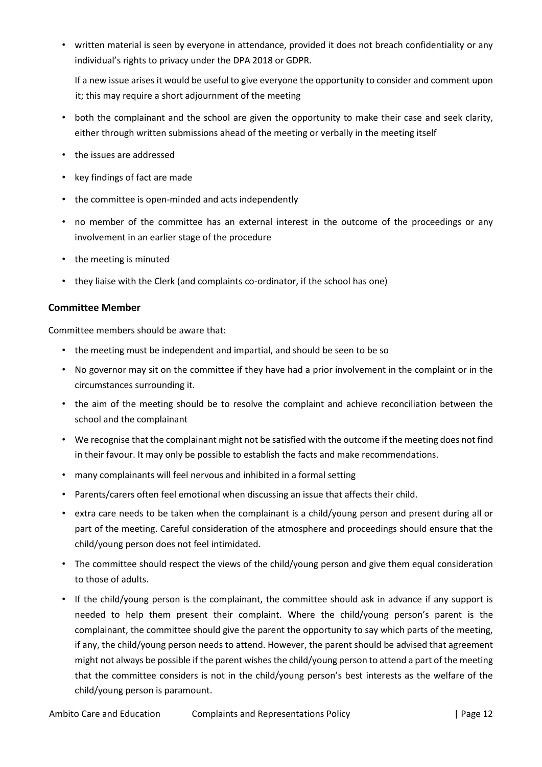- written material is seen by everyone in attendance, provided it does not breach confidentiality or any individual's rights to privacy under the DPA 2018 or GDPR.

  If a new issue arises it would be useful to give everyone the opportunity to consider and comment upon it; this may require a short adjournment of the meeting

- both the complainant and the school are given the opportunity to make their case and seek clarity, either through written submissions ahead of the meeting or verbally in the meeting itself
- the issues are addressed
- key findings of fact are made
- the committee is open-minded and acts independently
- no member of the committee has an external interest in the outcome of the proceedings or any involvement in an earlier stage of the procedure
- the meeting is minuted
- they liaise with the Clerk (and complaints co-ordinator, if the school has one)

**Committee Member**

Committee members should be aware that:

- the meeting must be independent and impartial, and should be seen to be so
- No governor may sit on the committee if they have had a prior involvement in the complaint or in the circumstances surrounding it.
- the aim of the meeting should be to resolve the complaint and achieve reconciliation between the school and the complainant
- We recognise that the complainant might not be satisfied with the outcome if the meeting does not find in their favour. It may only be possible to establish the facts and make recommendations.
- many complainants will feel nervous and inhibited in a formal setting
- Parents/carers often feel emotional when discussing an issue that affects their child.
- extra care needs to be taken when the complainant is a child/young person and present during all or part of the meeting. Careful consideration of the atmosphere and proceedings should ensure that the child/young person does not feel intimidated.
- The committee should respect the views of the child/young person and give them equal consideration to those of adults.
- If the child/young person is the complainant, the committee should ask in advance if any support is needed to help them present their complaint. Where the child/young person's parent is the complainant, the committee should give the parent the opportunity to say which parts of the meeting, if any, the child/young person needs to attend. However, the parent should be advised that agreement might not always be possible if the parent wishes the child/young person to attend a part of the meeting that the committee considers is not in the child/young person's best interests as the welfare of the child/young person is paramount.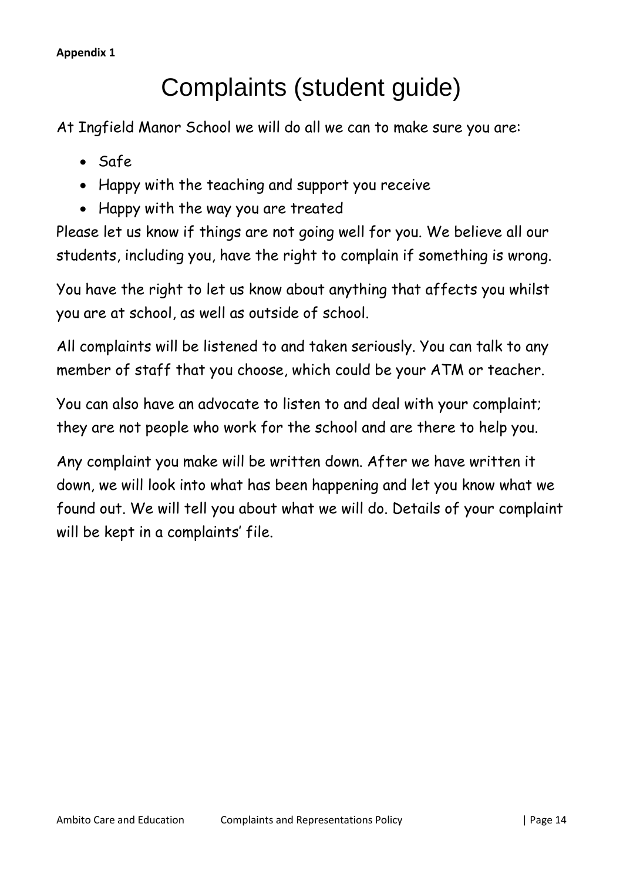**Appendix 1**

# Complaints (student guide)

At Ingfield Manor School we will do all we can to make sure you are:

- Safe
- Happy with the teaching and support you receive
- Happy with the way you are treated

Please let us know if things are not going well for you. We believe all our students, including you, have the right to complain if something is wrong.

You have the right to let us know about anything that affects you whilst you are at school, as well as outside of school.

All complaints will be listened to and taken seriously. You can talk to any member of staff that you choose, which could be your ATM or teacher.

You can also have an advocate to listen to and deal with your complaint; they are not people who work for the school and are there to help you.

Any complaint you make will be written down. After we have written it down, we will look into what has been happening and let you know what we found out. We will tell you about what we will do. Details of your complaint will be kept in a complaints' file.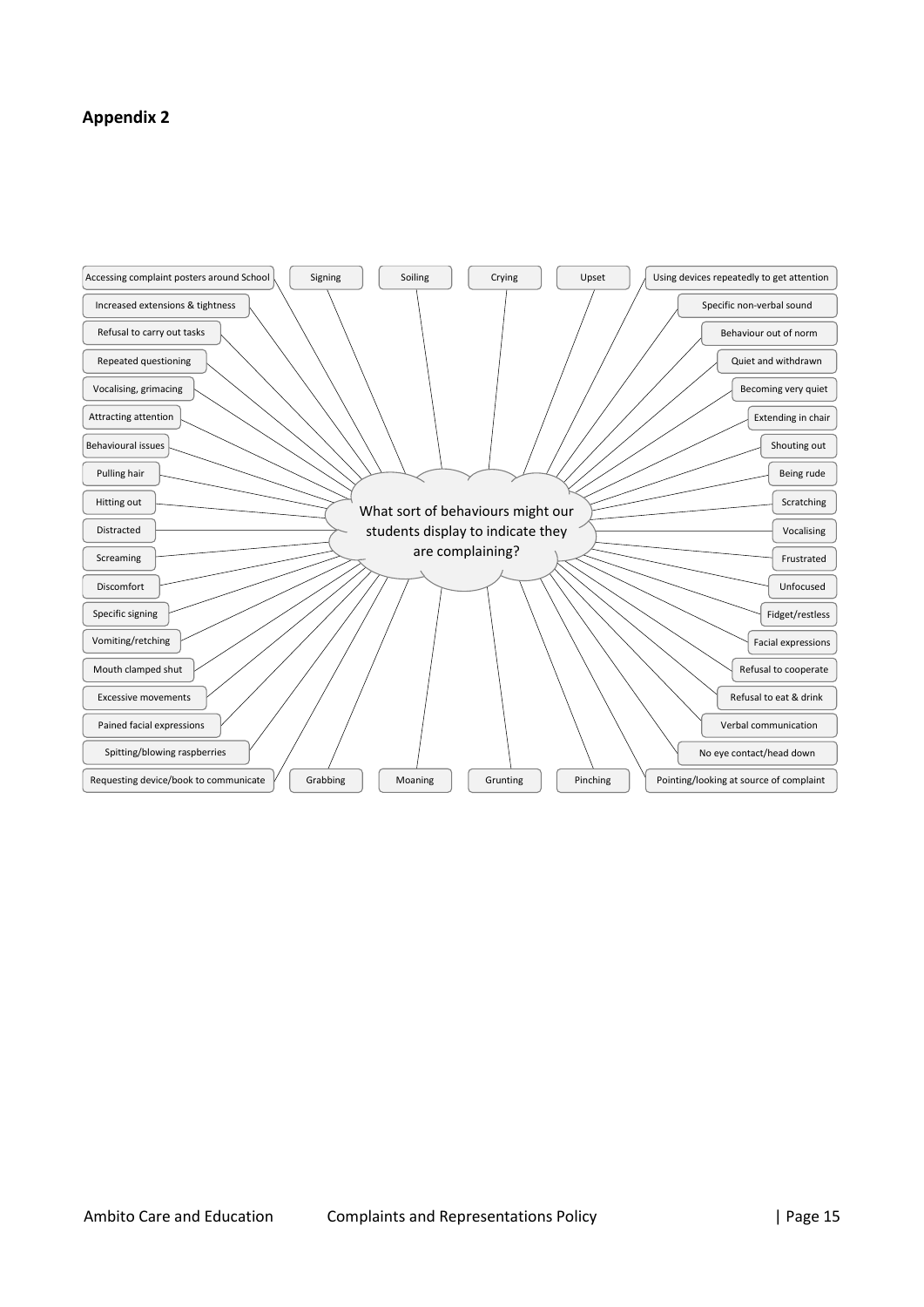## Appendix 2

**What sort of behaviours might our students display to indicate they are complaining?**

- Accessing complaint posters around School
- Signing
- Soiling
- Crying
- Upset
- Using devices repeatedly to get attention
- Increased extensions & tightness
- Specific non-verbal sound
- Refusal to carry out tasks
- Behaviour out of norm
- Repeated questioning
- Quiet and withdrawn
- Vocalising, grimacing
- Becoming very quiet
- Attracting attention
- Extending in chair
- Behavioural issues
- Shouting out
- Pulling hair
- Being rude
- Hitting out
- Scratching
- Distracted
- Vocalising
- Screaming
- Frustrated
- Discomfort
- Unfocused
- Specific signing
- Fidget/restless
- Vomiting/retching
- Facial expressions
- Mouth clamped shut
- Refusal to cooperate
- Excessive movements
- Refusal to eat & drink
- Pained facial expressions
- Verbal communication
- Spitting/blowing raspberries
- No eye contact/head down
- Requesting device/book to communicate
- Grabbing
- Moaning
- Grunting
- Pinching
- Pointing/looking at source of complaint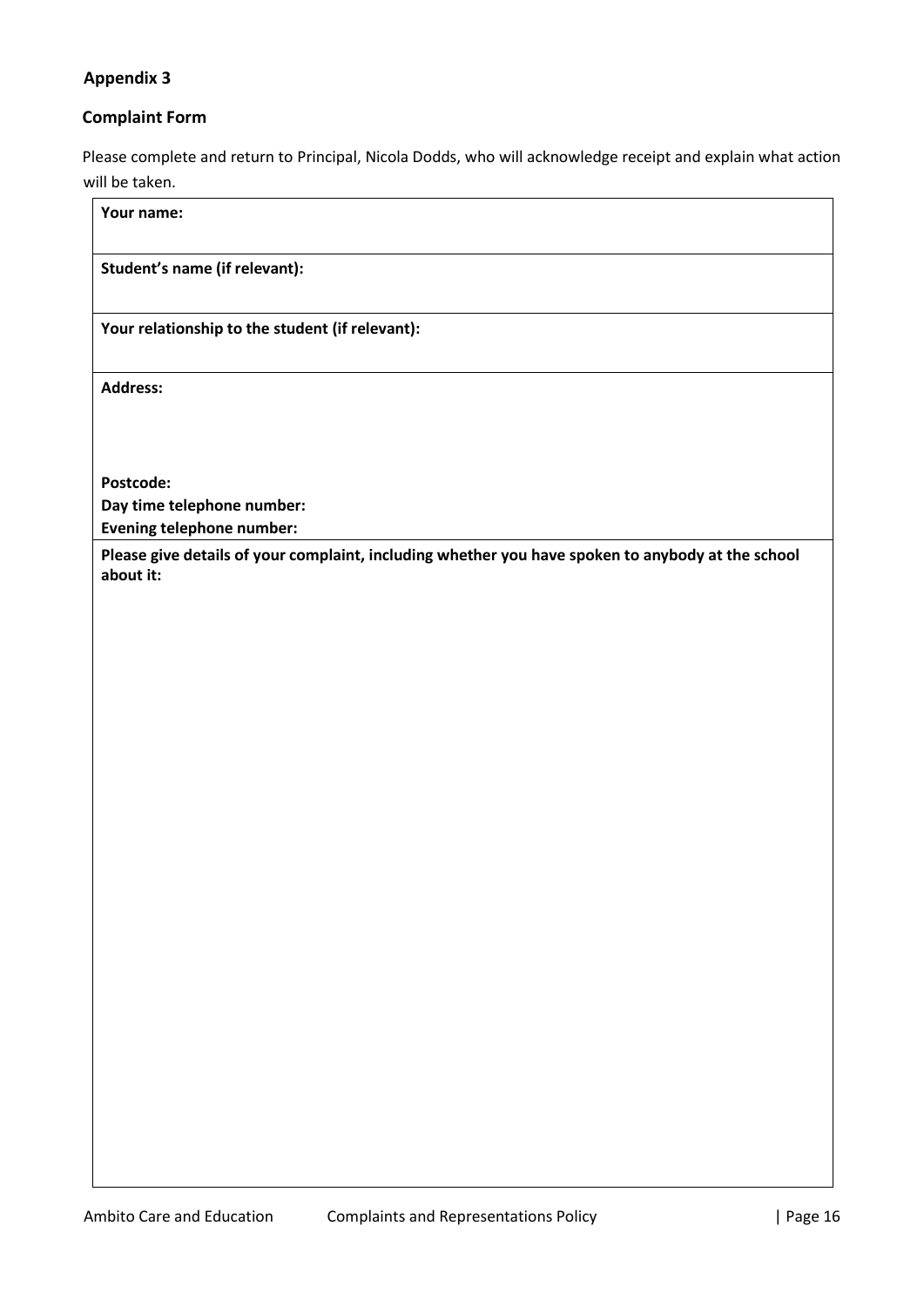## Appendix 3

### Complaint Form

Please complete and return to Principal, Nicola Dodds, who will acknowledge receipt and explain what action will be taken.

| **Your name:** |
|---|
| **Student's name (if relevant):** |
| **Your relationship to the student (if relevant):** |
| **Address:**<br><br><br>**Postcode:**<br>**Day time telephone number:**<br>**Evening telephone number:** |
| **Please give details of your complaint, including whether you have spoken to anybody at the school about it:** |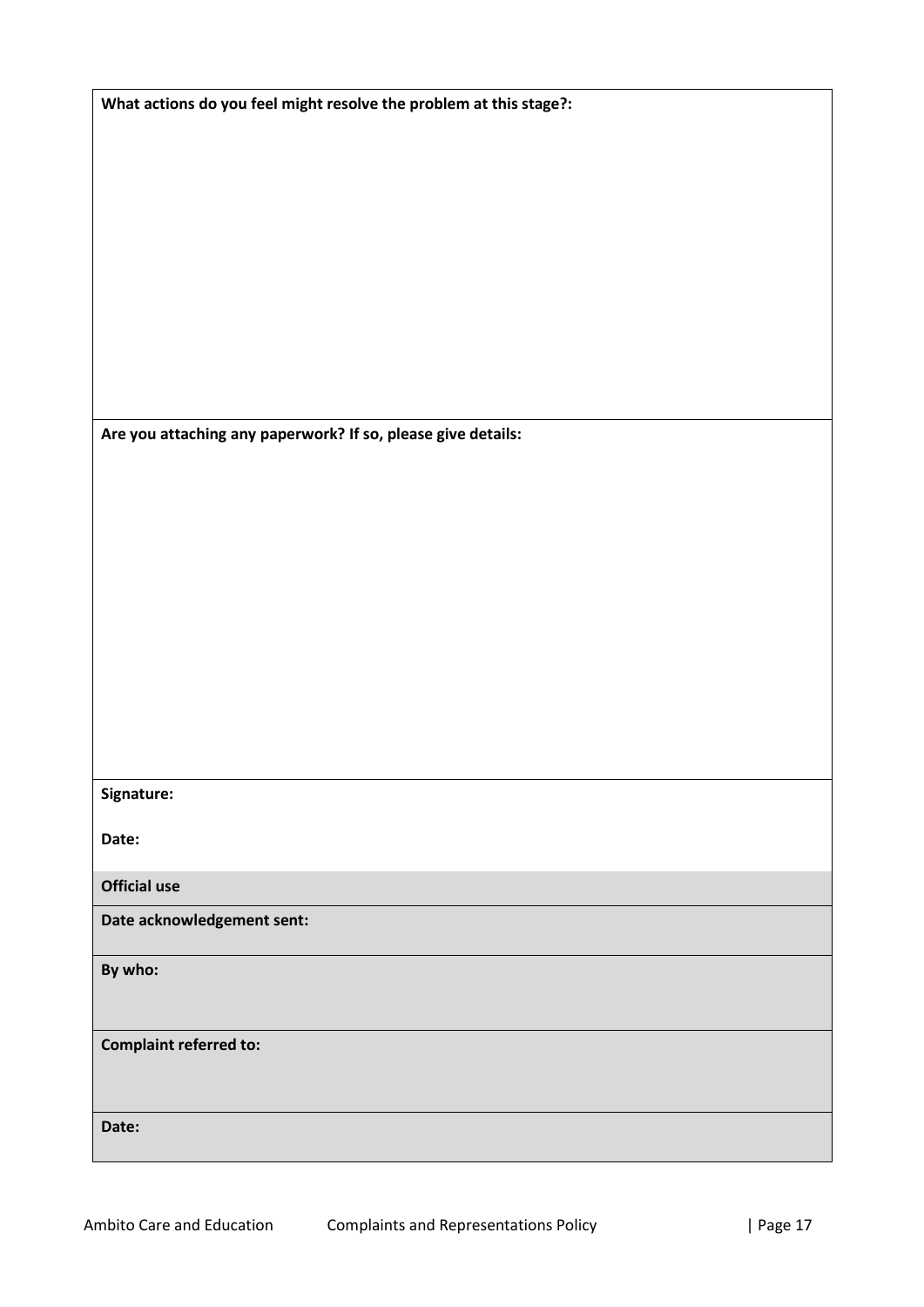| |
|---|
| **What actions do you feel might resolve the problem at this stage?:** |
| **Are you attaching any paperwork? If so, please give details:** |
| **Signature:**<br><br>**Date:** |
| **Official use** |
| **Date acknowledgement sent:** |
| **By who:** |
| **Complaint referred to:** |
| **Date:** |